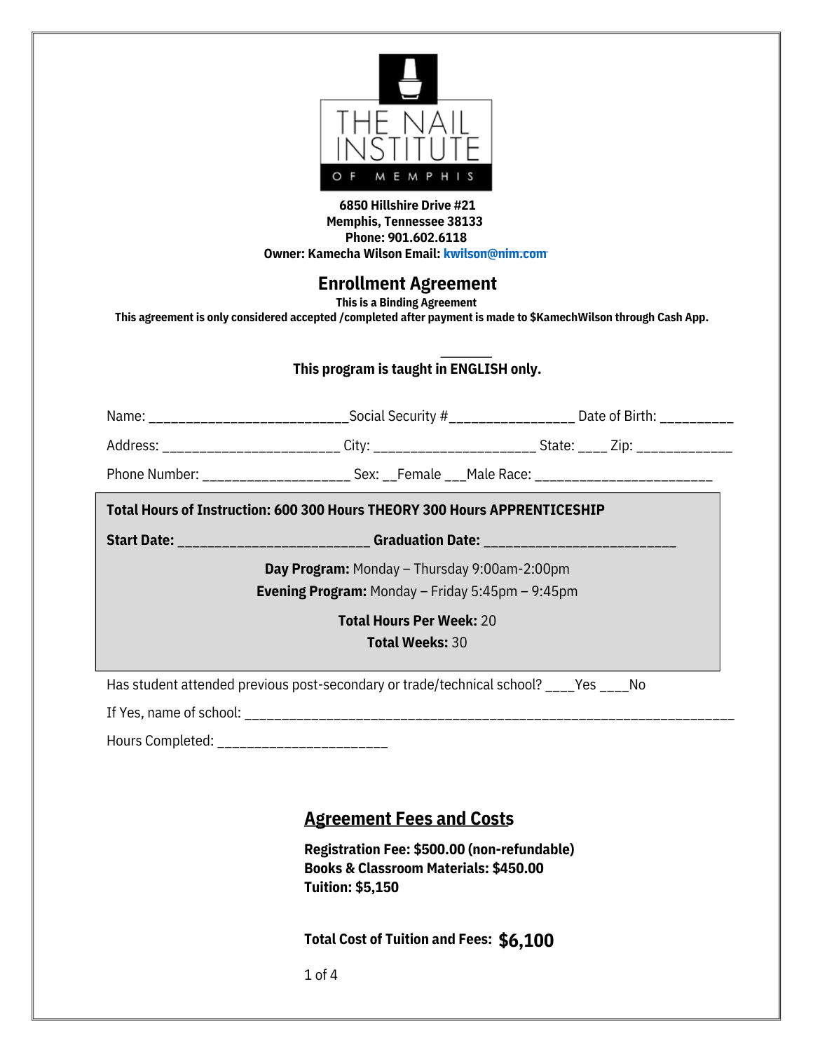THE NAIL INSTITUTE OF MEMPHIS

**6850 Hillshire Drive #21**
**Memphis, Tennessee 38133**
**Phone: 901.602.6118**
**Owner: Kamecha Wilson Email: kwilson@nim.com**

## Enrollment Agreement

**This is a Binding Agreement**
**This agreement is only considered accepted /completed after payment is made to $KamechWilson through Cash App.**

_______
**This program is taught in ENGLISH only.**

Name: _________________________Social Security #________________ Date of Birth: _________

Address: ______________________ City: _____________________ State: ____ Zip: ____________

Phone Number: ___________________ Sex: __Female ___Male Race: ______________________

**Total Hours of Instruction: 600 300 Hours THEORY 300 Hours APPRENTICESHIP**

**Start Date:** ________________________ **Graduation Date:** ________________________

**Day Program:** Monday – Thursday 9:00am-2:00pm
**Evening Program:** Monday – Friday 5:45pm – 9:45pm

**Total Hours Per Week:** 20
**Total Weeks:** 30

Has student attended previous post-secondary or trade/technical school? ____Yes ____No

If Yes, name of school: ________________________________________________________________

Hours Completed: _____________________

## Agreement Fees and Costs

**Registration Fee: $500.00 (non-refundable)**
**Books & Classroom Materials: $450.00**
**Tuition: $5,150**

**Total Cost of Tuition and Fees: $6,100**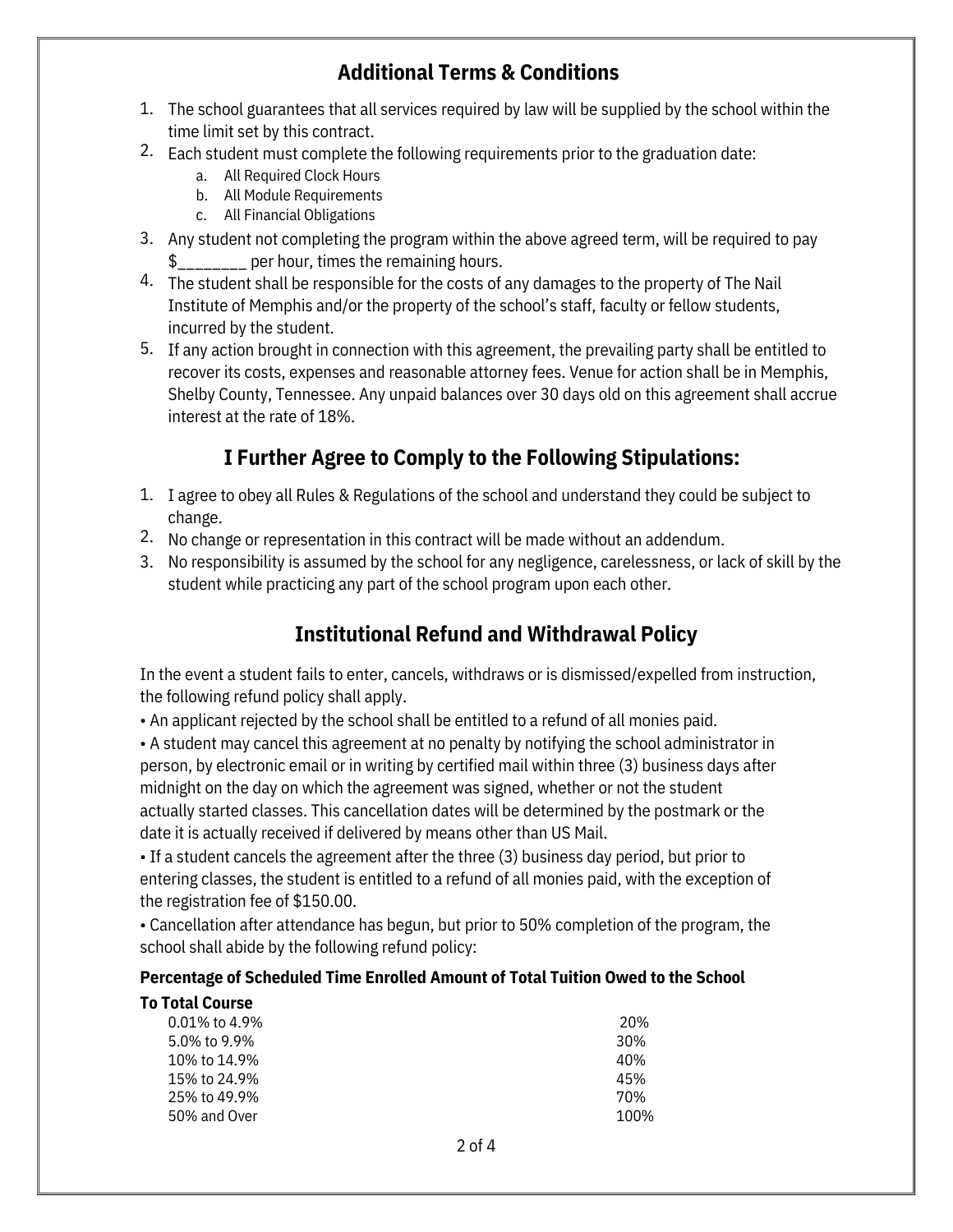## Additional Terms & Conditions

1. The school guarantees that all services required by law will be supplied by the school within the time limit set by this contract.
2. Each student must complete the following requirements prior to the graduation date:
   a. All Required Clock Hours
   b. All Module Requirements
   c. All Financial Obligations
3. Any student not completing the program within the above agreed term, will be required to pay $________ per hour, times the remaining hours.
4. The student shall be responsible for the costs of any damages to the property of The Nail Institute of Memphis and/or the property of the school's staff, faculty or fellow students, incurred by the student.
5. If any action brought in connection with this agreement, the prevailing party shall be entitled to recover its costs, expenses and reasonable attorney fees. Venue for action shall be in Memphis, Shelby County, Tennessee. Any unpaid balances over 30 days old on this agreement shall accrue interest at the rate of 18%.

## I Further Agree to Comply to the Following Stipulations:

1. I agree to obey all Rules & Regulations of the school and understand they could be subject to change.
2. No change or representation in this contract will be made without an addendum.
3. No responsibility is assumed by the school for any negligence, carelessness, or lack of skill by the student while practicing any part of the school program upon each other.

## Institutional Refund and Withdrawal Policy

In the event a student fails to enter, cancels, withdraws or is dismissed/expelled from instruction, the following refund policy shall apply.

• An applicant rejected by the school shall be entitled to a refund of all monies paid.

• A student may cancel this agreement at no penalty by notifying the school administrator in person, by electronic email or in writing by certified mail within three (3) business days after midnight on the day on which the agreement was signed, whether or not the student actually started classes. This cancellation dates will be determined by the postmark or the date it is actually received if delivered by means other than US Mail.

• If a student cancels the agreement after the three (3) business day period, but prior to entering classes, the student is entitled to a refund of all monies paid, with the exception of the registration fee of $150.00.

• Cancellation after attendance has begun, but prior to 50% completion of the program, the school shall abide by the following refund policy:

| Percentage of Scheduled Time Enrolled To Total Course | Amount of Total Tuition Owed to the School |
|---|---|
| 0.01% to 4.9% | 20% |
| 5.0% to 9.9% | 30% |
| 10% to 14.9% | 40% |
| 15% to 24.9% | 45% |
| 25% to 49.9% | 70% |
| 50% and Over | 100% |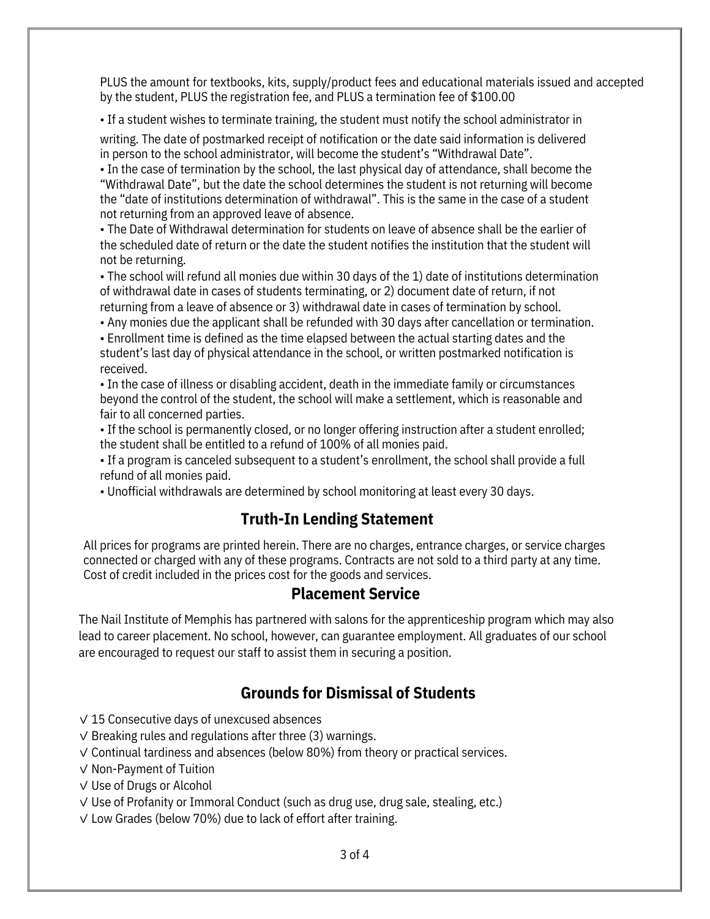PLUS the amount for textbooks, kits, supply/product fees and educational materials issued and accepted by the student, PLUS the registration fee, and PLUS a termination fee of $100.00

- If a student wishes to terminate training, the student must notify the school administrator in writing. The date of postmarked receipt of notification or the date said information is delivered in person to the school administrator, will become the student's "Withdrawal Date".
- In the case of termination by the school, the last physical day of attendance, shall become the "Withdrawal Date", but the date the school determines the student is not returning will become the "date of institutions determination of withdrawal". This is the same in the case of a student not returning from an approved leave of absence.
- The Date of Withdrawal determination for students on leave of absence shall be the earlier of the scheduled date of return or the date the student notifies the institution that the student will not be returning.
- The school will refund all monies due within 30 days of the 1) date of institutions determination of withdrawal date in cases of students terminating, or 2) document date of return, if not returning from a leave of absence or 3) withdrawal date in cases of termination by school.
- Any monies due the applicant shall be refunded with 30 days after cancellation or termination.
- Enrollment time is defined as the time elapsed between the actual starting dates and the student's last day of physical attendance in the school, or written postmarked notification is received.
- In the case of illness or disabling accident, death in the immediate family or circumstances beyond the control of the student, the school will make a settlement, which is reasonable and fair to all concerned parties.
- If the school is permanently closed, or no longer offering instruction after a student enrolled; the student shall be entitled to a refund of 100% of all monies paid.
- If a program is canceled subsequent to a student's enrollment, the school shall provide a full refund of all monies paid.
- Unofficial withdrawals are determined by school monitoring at least every 30 days.

## Truth-In Lending Statement

All prices for programs are printed herein. There are no charges, entrance charges, or service charges connected or charged with any of these programs. Contracts are not sold to a third party at any time. Cost of credit included in the prices cost for the goods and services.

## Placement Service

The Nail Institute of Memphis has partnered with salons for the apprenticeship program which may also lead to career placement. No school, however, can guarantee employment. All graduates of our school are encouraged to request our staff to assist them in securing a position.

## Grounds for Dismissal of Students

√ 15 Consecutive days of unexcused absences  
√ Breaking rules and regulations after three (3) warnings.  
√ Continual tardiness and absences (below 80%) from theory or practical services.  
√ Non-Payment of Tuition  
√ Use of Drugs or Alcohol  
√ Use of Profanity or Immoral Conduct (such as drug use, drug sale, stealing, etc.)  
√ Low Grades (below 70%) due to lack of effort after training.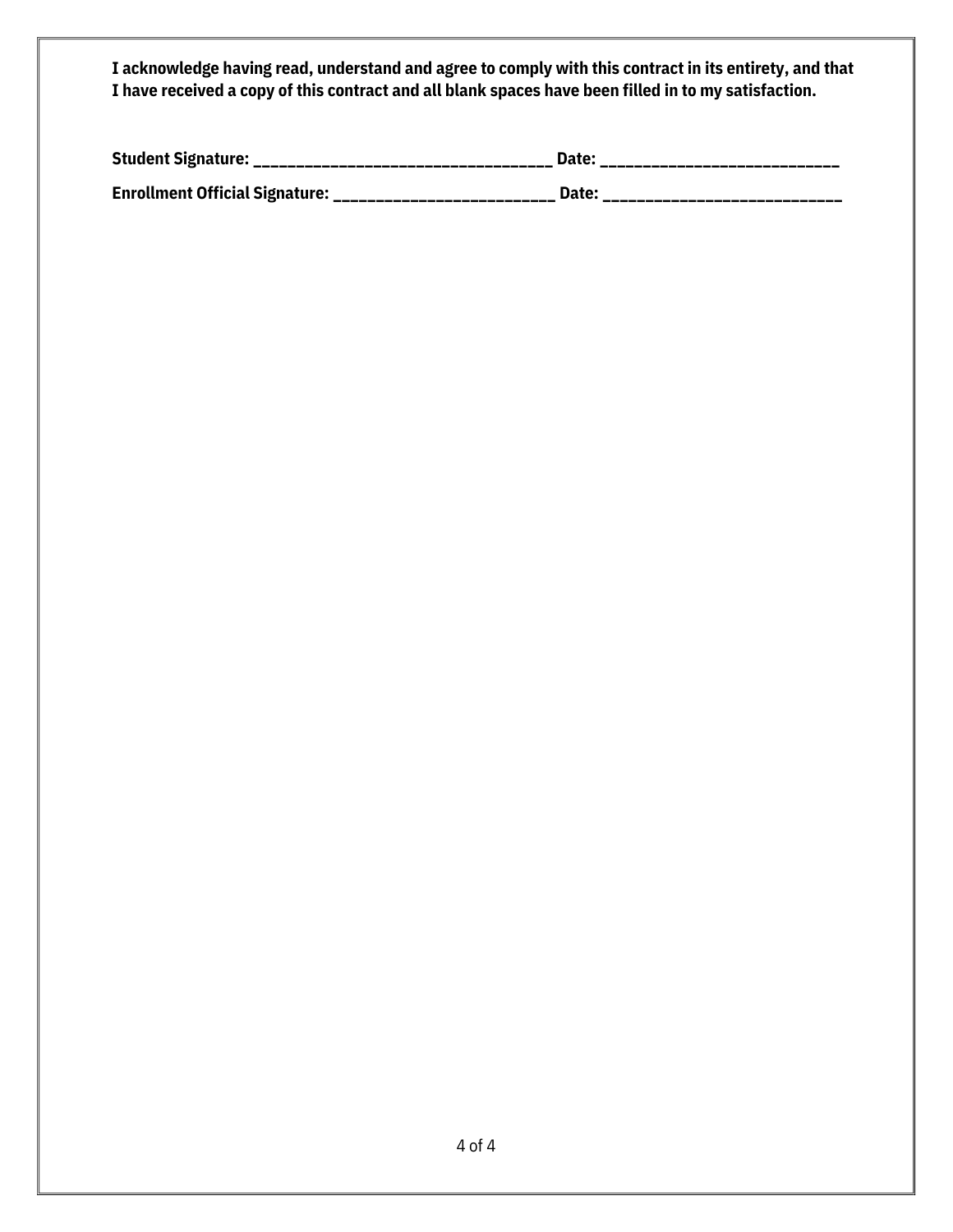**I acknowledge having read, understand and agree to comply with this contract in its entirety, and that I have received a copy of this contract and all blank spaces have been filled in to my satisfaction.**

**Student Signature: _________________________________ Date: ___________________________**

**Enrollment Official Signature: ________________________ Date: ___________________________**